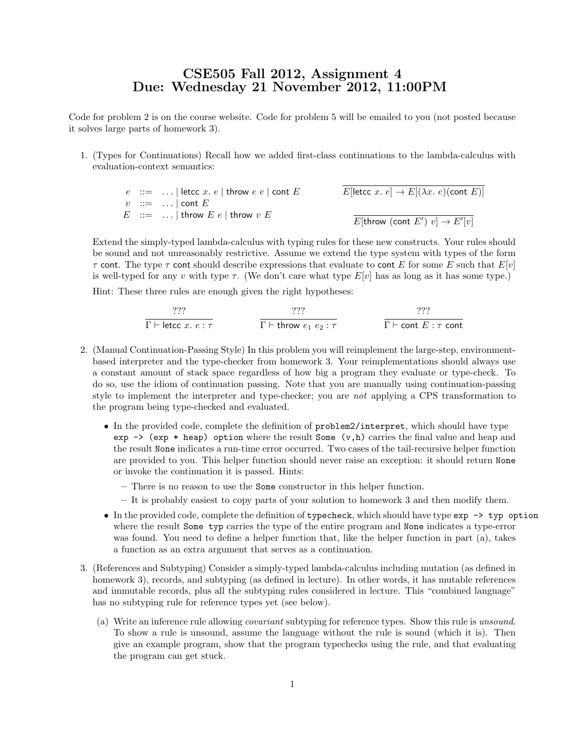# CSE505 Fall 2012, Assignment 4
# Due: Wednesday 21 November 2012, 11:00PM

Code for problem 2 is on the course website. Code for problem 5 will be emailed to you (not posted because it solves large parts of homework 3).

1. (Types for Continuations) Recall how we added first-class continuations to the lambda-calculus with evaluation-context semantics:

$$
\begin{array}{rcl}
e & ::= & \ldots \mid \mathsf{letcc}\ x.\ e \mid \mathsf{throw}\ e\ e \mid \mathsf{cont}\ E \\
v & ::= & \ldots \mid \mathsf{cont}\ E \\
E & ::= & \ldots \mid \mathsf{throw}\ E\ e \mid \mathsf{throw}\ v\ E
\end{array}
\qquad
\begin{array}{c}
\overline{E[\mathsf{letcc}\ x.\ e] \rightarrow E[(\lambda x.\ e)(\mathsf{cont}\ E)]} \\[1em]
\overline{E[\mathsf{throw}\ (\mathsf{cont}\ E')\ v] \rightarrow E'[v]}
\end{array}
$$

   Extend the simply-typed lambda-calculus with typing rules for these new constructs. Your rules should be sound and not unreasonably restrictive. Assume we extend the type system with types of the form $\tau$ cont. The type $\tau$ cont should describe expressions that evaluate to cont $E$ for some $E$ such that $E[v]$ is well-typed for any $v$ with type $\tau$. (We don't care what type $E[v]$ has as long as it has some type.)

   Hint: These three rules are enough given the right hypotheses:

$$
\frac{???}{\Gamma \vdash \mathsf{letcc}\ x.\ e : \tau}
\qquad
\frac{???}{\Gamma \vdash \mathsf{throw}\ e_1\ e_2 : \tau}
\qquad
\frac{???}{\Gamma \vdash \mathsf{cont}\ E : \tau\ \mathsf{cont}}
$$

2. (Manual Continuation-Passing Style) In this problem you will reimplement the large-step, environment-based interpreter and the type-checker from homework 3. Your reimplementations should always use a constant amount of stack space regardless of how big a program they evaluate or type-check. To do so, use the idiom of continuation passing. Note that you are manually using continuation-passing style to implement the interpreter and type-checker; you are *not* applying a CPS transformation to the program being type-checked and evaluated.

   - In the provided code, complete the definition of `problem2/interpret`, which should have type `exp -> (exp * heap) option` where the result `Some (v,h)` carries the final value and heap and the result `None` indicates a run-time error occurred. Two cases of the tail-recursive helper function are provided to you. This helper function should never raise an exception: it should return `None` or invoke the continuation it is passed. Hints:
     - There is no reason to use the `Some` constructor in this helper function.
     - It is probably easiest to copy parts of your solution to homework 3 and then modify them.
   - In the provided code, complete the definition of `typecheck`, which should have type `exp -> typ option` where the result `Some typ` carries the type of the entire program and `None` indicates a type-error was found. You need to define a helper function that, like the helper function in part (a), takes a function as an extra argument that serves as a continuation.

3. (References and Subtyping) Consider a simply-typed lambda-calculus including mutation (as defined in homework 3), records, and subtyping (as defined in lecture). In other words, it has mutable references and immutable records, plus all the subtyping rules considered in lecture. This "combined language" has no subtyping rule for reference types yet (see below).

   (a) Write an inference rule allowing *covariant* subtyping for reference types. Show this rule is *unsound*. To show a rule is unsound, assume the language without the rule is sound (which it is). Then give an example program, show that the program typechecks using the rule, and that evaluating the program can get stuck.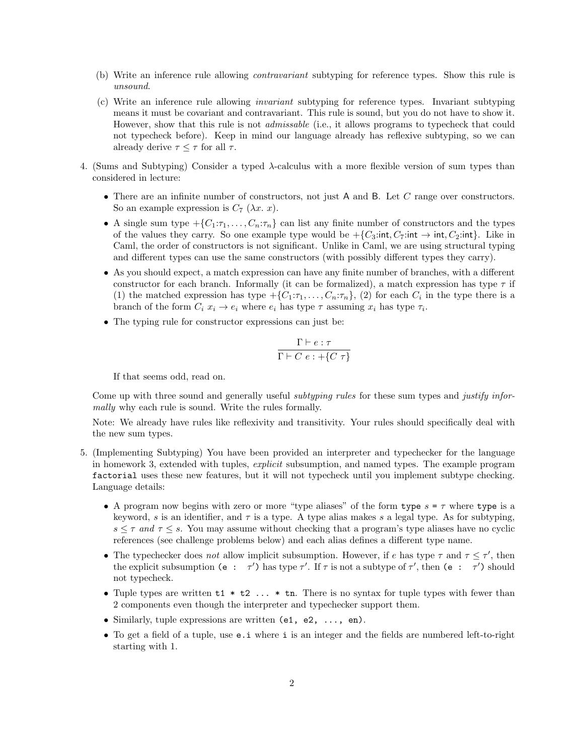(b) Write an inference rule allowing *contravariant* subtyping for reference types. Show this rule is *unsound*.

(c) Write an inference rule allowing *invariant* subtyping for reference types. Invariant subtyping means it must be covariant and contravariant. This rule is sound, but you do not have to show it. However, show that this rule is not *admissable* (i.e., it allows programs to typecheck that could not typecheck before). Keep in mind our language already has reflexive subtyping, so we can already derive $\tau \leq \tau$ for all $\tau$.

4. (Sums and Subtyping) Consider a typed $\lambda$-calculus with a more flexible version of sum types than considered in lecture:

   - There are an infinite number of constructors, not just A and B. Let $C$ range over constructors. So an example expression is $C_7\ (\lambda x.\ x)$.
   - A single sum type $+\{C_1{:}\tau_1, \ldots, C_n{:}\tau_n\}$ can list any finite number of constructors and the types of the values they carry. So one example type would be $+\{C_3{:}\mathsf{int}, C_7{:}\mathsf{int} \rightarrow \mathsf{int}, C_2{:}\mathsf{int}\}$. Like in Caml, the order of constructors is not significant. Unlike in Caml, we are using structural typing and different types can use the same constructors (with possibly different types they carry).
   - As you should expect, a match expression can have any finite number of branches, with a different constructor for each branch. Informally (it can be formalized), a match expression has type $\tau$ if (1) the matched expression has type $+\{C_1{:}\tau_1, \ldots, C_n{:}\tau_n\}$, (2) for each $C_i$ in the type there is a branch of the form $C_i\ x_i \rightarrow e_i$ where $e_i$ has type $\tau$ assuming $x_i$ has type $\tau_i$.
   - The typing rule for constructor expressions can just be:

   $$\frac{\Gamma \vdash e : \tau}{\Gamma \vdash C\ e : +\{C\ \tau\}}$$

   If that seems odd, read on.

   Come up with three sound and generally useful *subtyping rules* for these sum types and *justify informally* why each rule is sound. Write the rules formally.

   Note: We already have rules like reflexivity and transitivity. Your rules should specifically deal with the new sum types.

5. (Implementing Subtyping) You have been provided an interpreter and typechecker for the language in homework 3, extended with tuples, *explicit* subsumption, and named types. The example program `factorial` uses these new features, but it will not typecheck until you implement subtype checking. Language details:

   - A program now begins with zero or more "type aliases" of the form `type` $s$ `=` $\tau$ where `type` is a keyword, $s$ is an identifier, and $\tau$ is a type. A type alias makes $s$ a legal type. As for subtyping, $s \leq \tau$ *and* $\tau \leq s$. You may assume without checking that a program's type aliases have no cyclic references (see challenge problems below) and each alias defines a different type name.
   - The typechecker does *not* allow implicit subsumption. However, if $e$ has type $\tau$ and $\tau \leq \tau'$, then the explicit subsumption `(e :` $\tau'$`)` has type $\tau'$. If $\tau$ is not a subtype of $\tau'$, then `(e :` $\tau'$`)` should not typecheck.
   - Tuple types are written `t1 * t2 ... * tn`. There is no syntax for tuple types with fewer than 2 components even though the interpreter and typechecker support them.
   - Similarly, tuple expressions are written `(e1, e2, ..., en)`.
   - To get a field of a tuple, use `e.i` where `i` is an integer and the fields are numbered left-to-right starting with 1.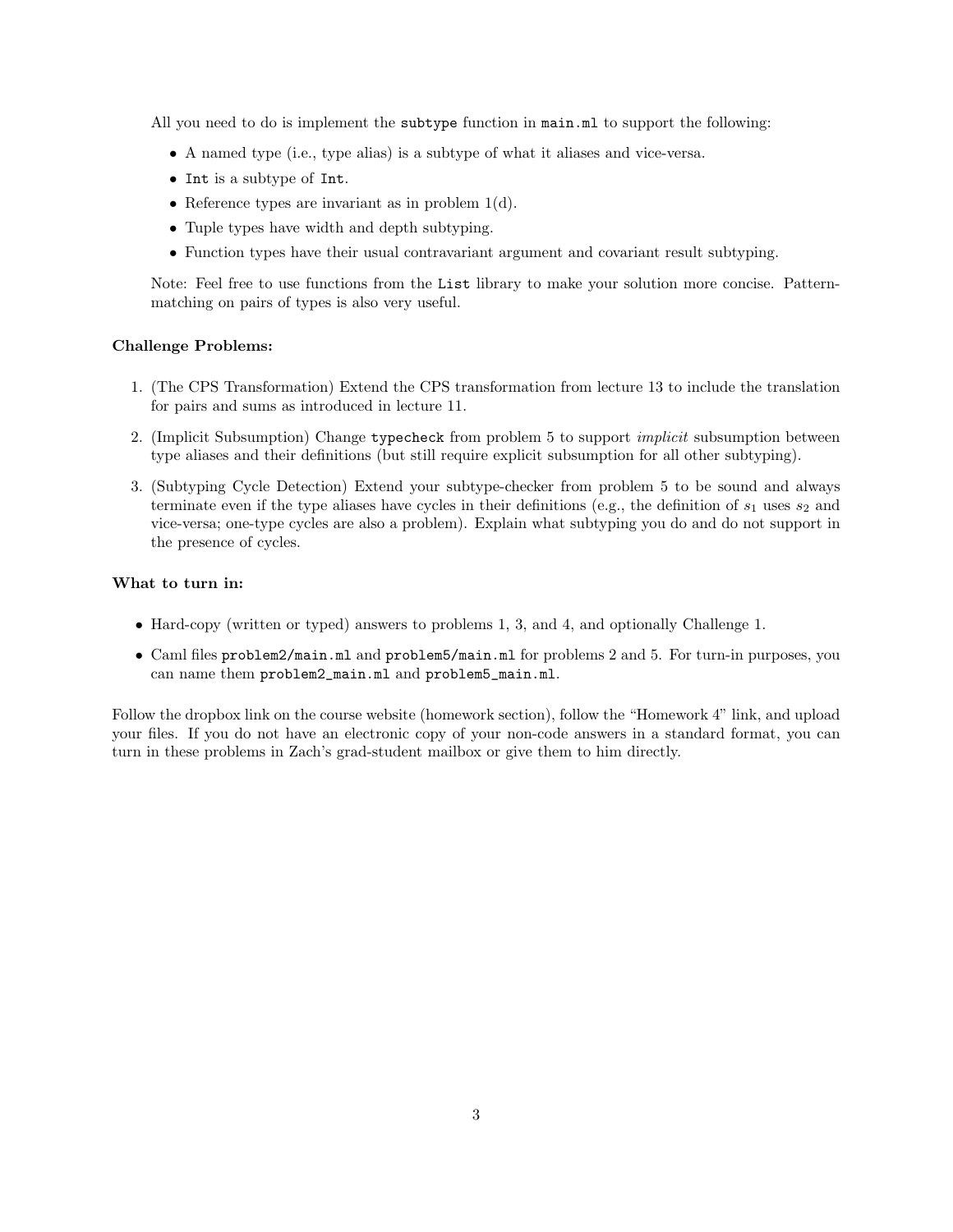All you need to do is implement the `subtype` function in `main.ml` to support the following:

- A named type (i.e., type alias) is a subtype of what it aliases and vice-versa.
- `Int` is a subtype of `Int`.
- Reference types are invariant as in problem 1(d).
- Tuple types have width and depth subtyping.
- Function types have their usual contravariant argument and covariant result subtyping.

Note: Feel free to use functions from the `List` library to make your solution more concise. Pattern-matching on pairs of types is also very useful.

**Challenge Problems:**

1. (The CPS Transformation) Extend the CPS transformation from lecture 13 to include the translation for pairs and sums as introduced in lecture 11.
2. (Implicit Subsumption) Change `typecheck` from problem 5 to support *implicit* subsumption between type aliases and their definitions (but still require explicit subsumption for all other subtyping).
3. (Subtyping Cycle Detection) Extend your subtype-checker from problem 5 to be sound and always terminate even if the type aliases have cycles in their definitions (e.g., the definition of $s_1$ uses $s_2$ and vice-versa; one-type cycles are also a problem). Explain what subtyping you do and do not support in the presence of cycles.

**What to turn in:**

- Hard-copy (written or typed) answers to problems 1, 3, and 4, and optionally Challenge 1.
- Caml files `problem2/main.ml` and `problem5/main.ml` for problems 2 and 5. For turn-in purposes, you can name them `problem2_main.ml` and `problem5_main.ml`.

Follow the dropbox link on the course website (homework section), follow the "Homework 4" link, and upload your files. If you do not have an electronic copy of your non-code answers in a standard format, you can turn in these problems in Zach's grad-student mailbox or give them to him directly.